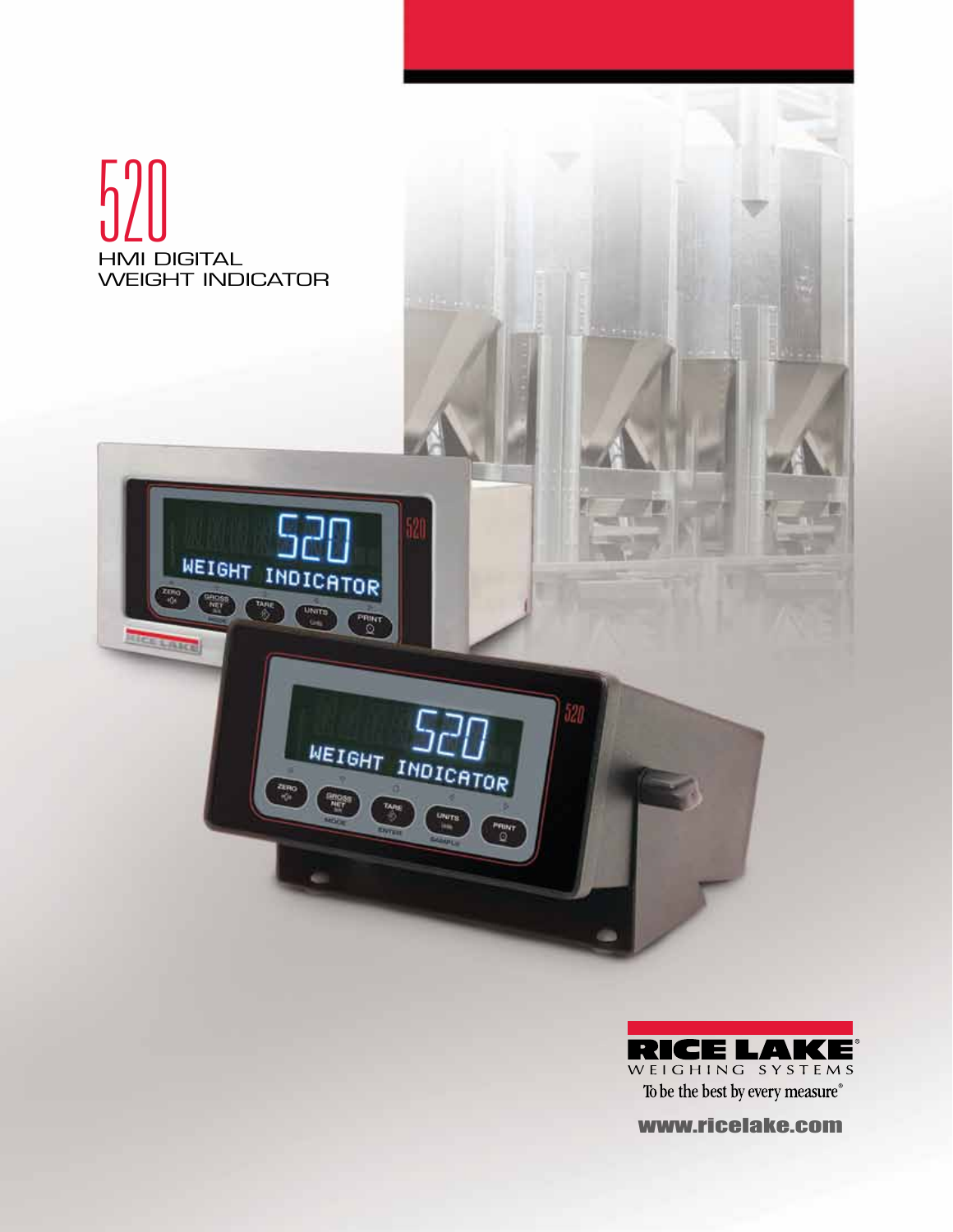# 520

## HMI DIGITAL WEIGHT INDICATOR

RICE LAKE WEIGHING SYSTEMS

To be the best by every measure®

www.ricelake.com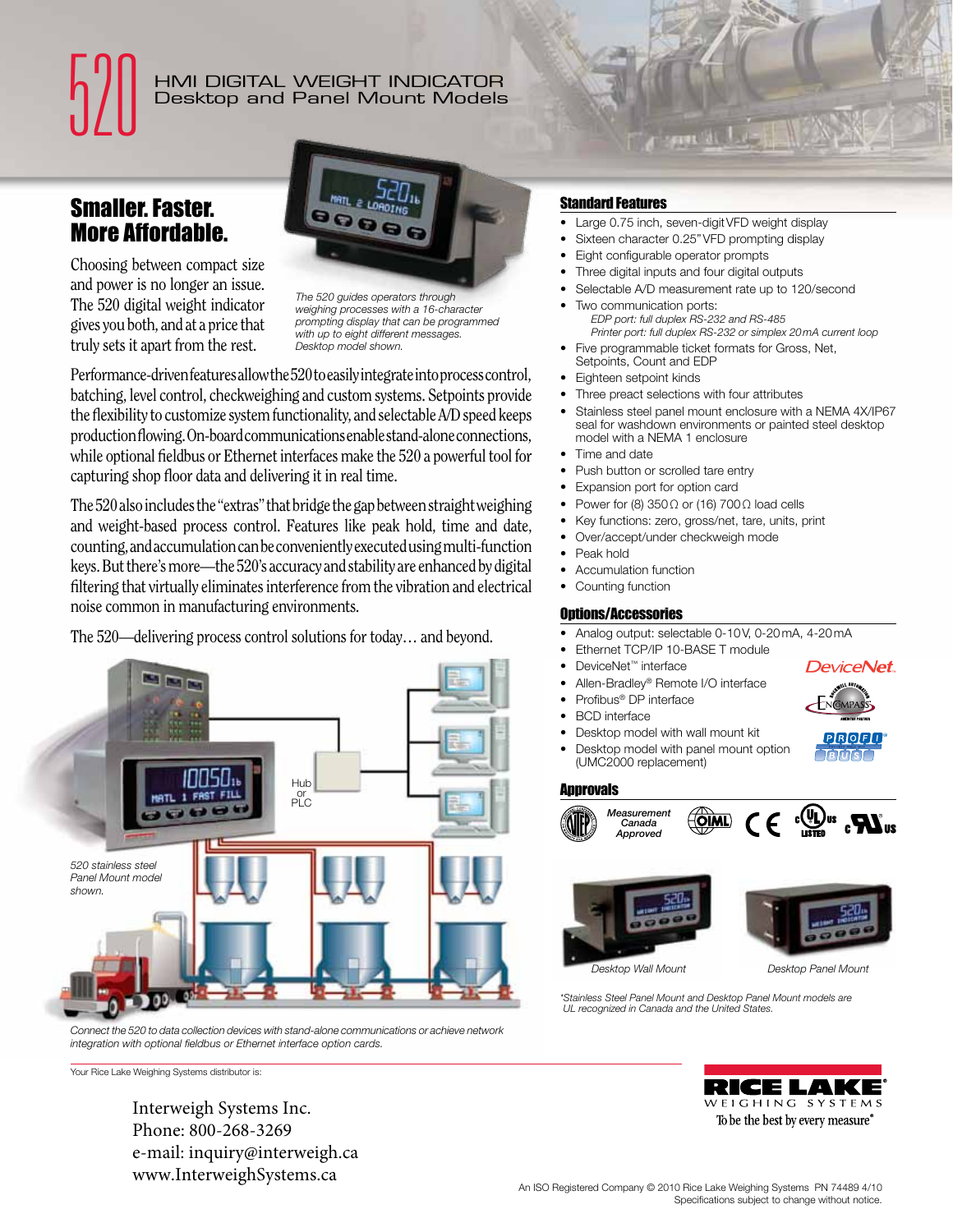# 520 HMI DIGITAL WEIGHT INDICATOR

## Desktop and Panel Mount Models

## Smaller. Faster. More Affordable.

Choosing between compact size and power is no longer an issue. The 520 digital weight indicator gives you both, and at a price that truly sets it apart from the rest.

*The 520 guides operators through weighing processes with a 16-character prompting display that can be programmed with up to eight different messages. Desktop model shown.*

Performance-driven features allow the 520 to easily integrate into process control, batching, level control, checkweighing and custom systems. Setpoints provide the flexibility to customize system functionality, and selectable A/D speed keeps production flowing. On-board communications enable stand-alone connections, while optional fieldbus or Ethernet interfaces make the 520 a powerful tool for capturing shop floor data and delivering it in real time.

The 520 also includes the "extras" that bridge the gap between straight weighing and weight-based process control. Features like peak hold, time and date, counting, and accumulation can be conveniently executed using multi-function keys. But there's more—the 520's accuracy and stability are enhanced by digital filtering that virtually eliminates interference from the vibration and electrical noise common in manufacturing environments.

The 520—delivering process control solutions for today… and beyond.

Hub or PLC

*520 stainless steel Panel Mount model shown.*

*Connect the 520 to data collection devices with stand-alone communications or achieve network integration with optional fieldbus or Ethernet interface option cards.*

## Standard Features

- Large 0.75 inch, seven-digit VFD weight display
- Sixteen character 0.25" VFD prompting display
- Eight configurable operator prompts
- Three digital inputs and four digital outputs
- Selectable A/D measurement rate up to 120/second
- Two communication ports:
  *EDP port: full duplex RS-232 and RS-485*
  *Printer port: full duplex RS-232 or simplex 20 mA current loop*
- Five programmable ticket formats for Gross, Net, Setpoints, Count and EDP
- Eighteen setpoint kinds
- Three preact selections with four attributes
- Stainless steel panel mount enclosure with a NEMA 4X/IP67 seal for washdown environments or painted steel desktop model with a NEMA 1 enclosure
- Time and date
- Push button or scrolled tare entry
- Expansion port for option card
- Power for (8) 350 Ω or (16) 700 Ω load cells
- Key functions: zero, gross/net, tare, units, print
- Over/accept/under checkweigh mode
- Peak hold
- Accumulation function
- Counting function

## Options/Accessories

- Analog output: selectable 0-10 V, 0-20 mA, 4-20 mA
- Ethernet TCP/IP 10-BASE T module
- DeviceNet™ interface
- Allen-Bradley® Remote I/O interface
- Profibus® DP interface
- BCD interface
- Desktop model with wall mount kit
- Desktop model with panel mount option (UMC2000 replacement)

## Approvals

Measurement Canada Approved

Desktop Wall Mount

Desktop Panel Mount

*\*Stainless Steel Panel Mount and Desktop Panel Mount models are UL recognized in Canada and the United States.*

Your Rice Lake Weighing Systems distributor is:

Interweigh Systems Inc.
Phone: 800-268-3269
e-mail: inquiry@interweigh.ca
www.InterweighSystems.ca

RICE LAKE WEIGHING SYSTEMS
To be the best by every measure®

An ISO Registered Company © 2010 Rice Lake Weighing Systems PN 74489 4/10
Specifications subject to change without notice.